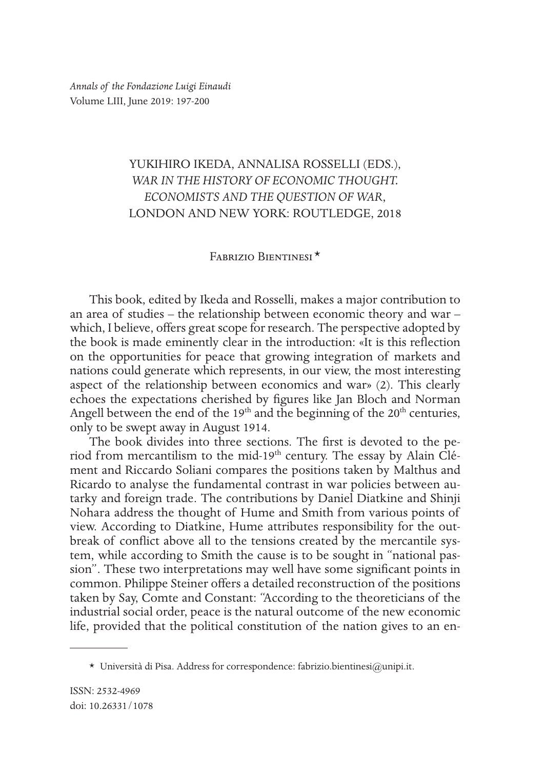# YUKIHIRO IKEDA, ANNALISA ROSSELLI (EDS.), *WAR IN THE HISTORY OF ECONOMIC THOUGHT. ECONOMISTS AND THE QUESTION OF WAR*, LONDON AND NEW YORK: ROUTLEDGE, 2018

Fabrizio Bientinesi *

This book, edited by Ikeda and Rosselli, makes a major contribution to an area of studies – the relationship between economic theory and war – which, I believe, offers great scope for research. The perspective adopted by the book is made eminently clear in the introduction: «It is this reflection on the opportunities for peace that growing integration of markets and nations could generate which represents, in our view, the most interesting aspect of the relationship between economics and war» (2). This clearly echoes the expectations cherished by figures like Jan Bloch and Norman Angell between the end of the 19th and the beginning of the 20th centuries, only to be swept away in August 1914.

The book divides into three sections. The first is devoted to the period from mercantilism to the mid-19th century. The essay by Alain Clément and Riccardo Soliani compares the positions taken by Malthus and Ricardo to analyse the fundamental contrast in war policies between autarky and foreign trade. The contributions by Daniel Diatkine and Shinji Nohara address the thought of Hume and Smith from various points of view. According to Diatkine, Hume attributes responsibility for the outbreak of conflict above all to the tensions created by the mercantile system, while according to Smith the cause is to be sought in "national passion". These two interpretations may well have some significant points in common. Philippe Steiner offers a detailed reconstruction of the positions taken by Say, Comte and Constant: "According to the theoreticians of the industrial social order, peace is the natural outcome of the new economic life, provided that the political constitution of the nation gives to an en-

* Università di Pisa. Address for correspondence: fabrizio.bientinesi@unipi.it.

ISSN: 2532-4969
doi: 10.26331/1078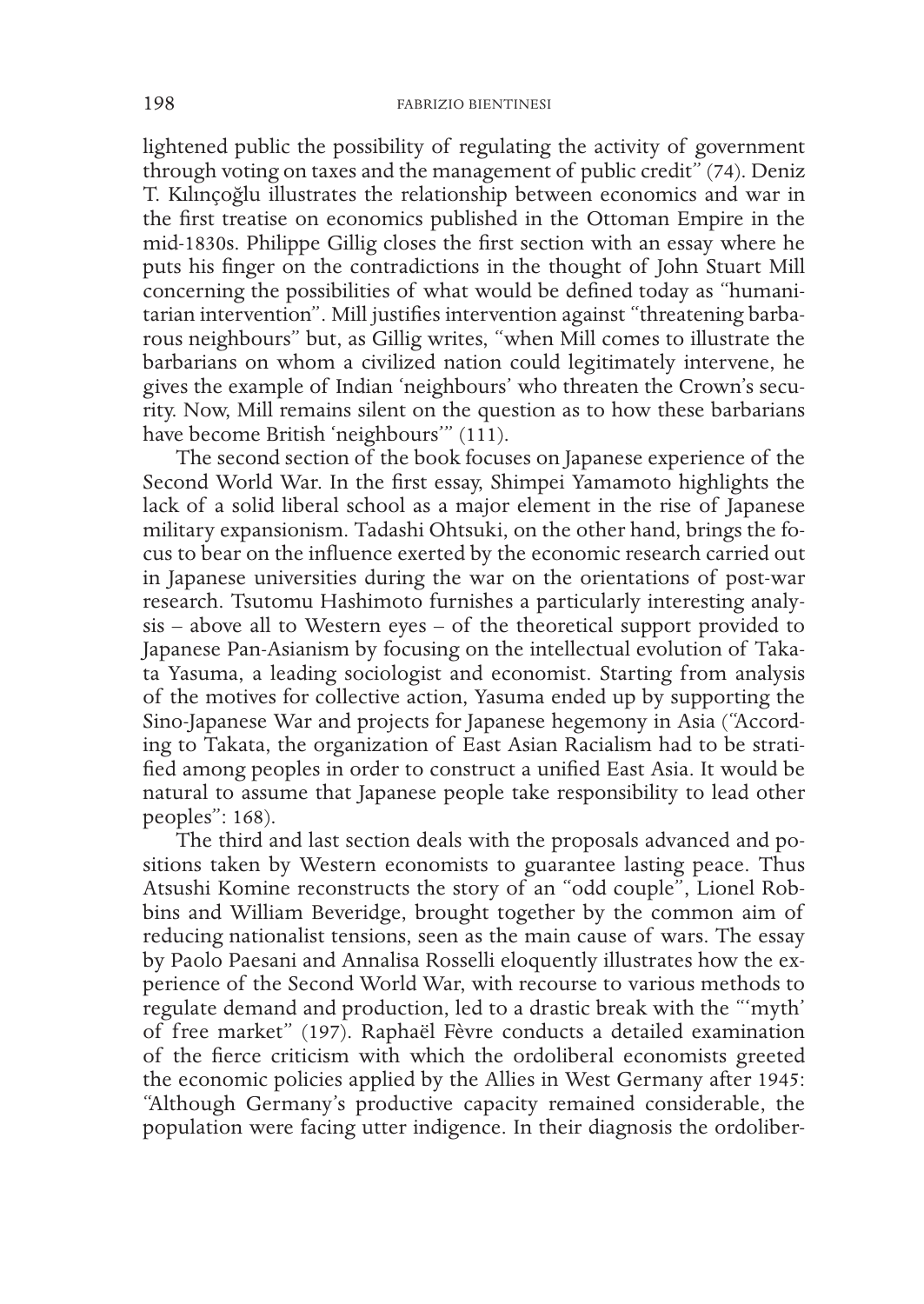lightened public the possibility of regulating the activity of government through voting on taxes and the management of public credit" (74). Deniz T. Kılınçoğlu illustrates the relationship between economics and war in the first treatise on economics published in the Ottoman Empire in the mid-1830s. Philippe Gillig closes the first section with an essay where he puts his finger on the contradictions in the thought of John Stuart Mill concerning the possibilities of what would be defined today as "humanitarian intervention". Mill justifies intervention against "threatening barbarous neighbours" but, as Gillig writes, "when Mill comes to illustrate the barbarians on whom a civilized nation could legitimately intervene, he gives the example of Indian 'neighbours' who threaten the Crown's security. Now, Mill remains silent on the question as to how these barbarians have become British 'neighbours'" (111).

The second section of the book focuses on Japanese experience of the Second World War. In the first essay, Shimpei Yamamoto highlights the lack of a solid liberal school as a major element in the rise of Japanese military expansionism. Tadashi Ohtsuki, on the other hand, brings the focus to bear on the influence exerted by the economic research carried out in Japanese universities during the war on the orientations of post-war research. Tsutomu Hashimoto furnishes a particularly interesting analysis – above all to Western eyes – of the theoretical support provided to Japanese Pan-Asianism by focusing on the intellectual evolution of Takata Yasuma, a leading sociologist and economist. Starting from analysis of the motives for collective action, Yasuma ended up by supporting the Sino-Japanese War and projects for Japanese hegemony in Asia ("According to Takata, the organization of East Asian Racialism had to be stratified among peoples in order to construct a unified East Asia. It would be natural to assume that Japanese people take responsibility to lead other peoples": 168).

The third and last section deals with the proposals advanced and positions taken by Western economists to guarantee lasting peace. Thus Atsushi Komine reconstructs the story of an "odd couple", Lionel Robbins and William Beveridge, brought together by the common aim of reducing nationalist tensions, seen as the main cause of wars. The essay by Paolo Paesani and Annalisa Rosselli eloquently illustrates how the experience of the Second World War, with recourse to various methods to regulate demand and production, led to a drastic break with the "'myth' of free market" (197). Raphaël Fèvre conducts a detailed examination of the fierce criticism with which the ordoliberal economists greeted the economic policies applied by the Allies in West Germany after 1945: "Although Germany's productive capacity remained considerable, the population were facing utter indigence. In their diagnosis the ordoliber-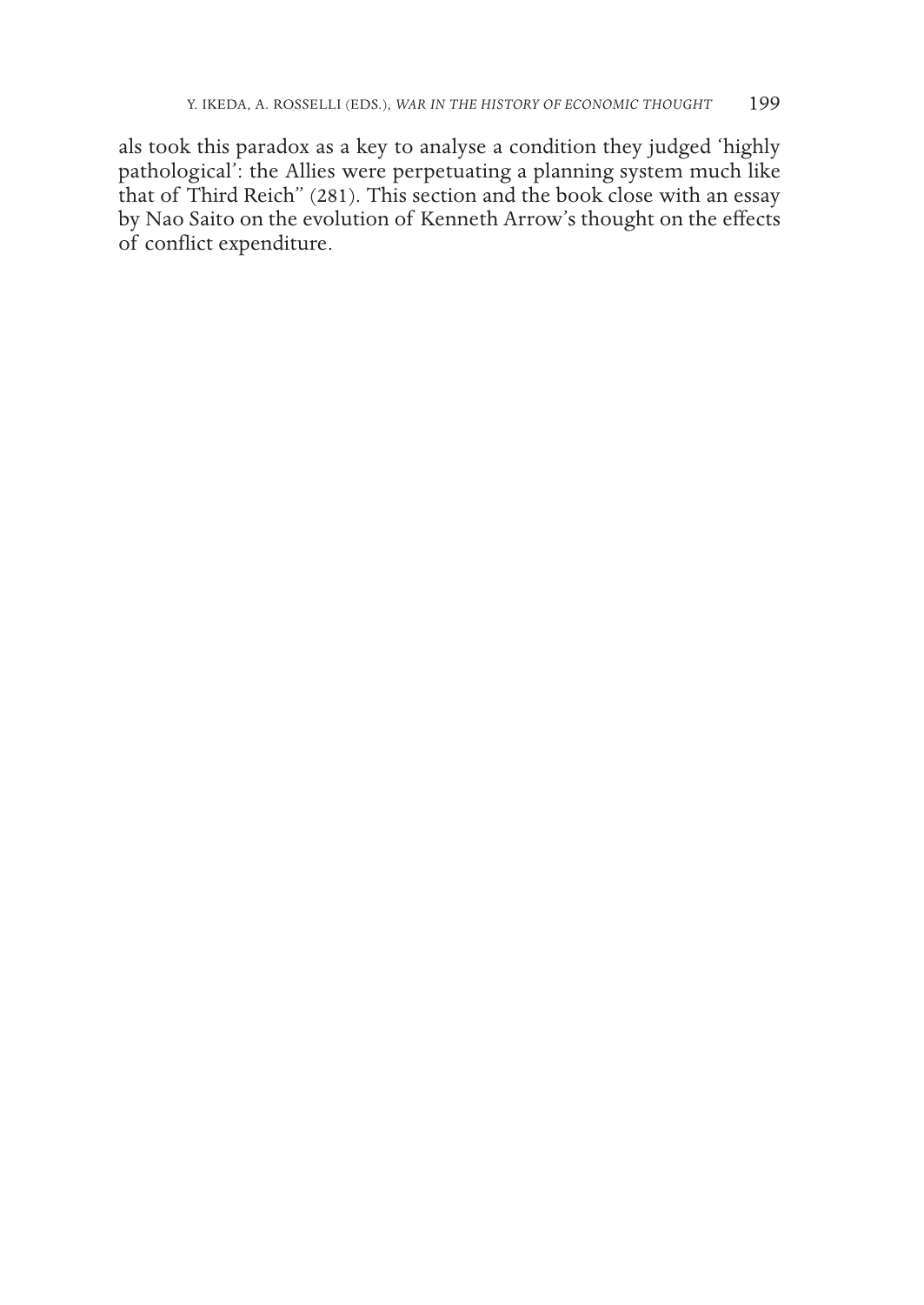als took this paradox as a key to analyse a condition they judged 'highly pathological': the Allies were perpetuating a planning system much like that of Third Reich" (281). This section and the book close with an essay by Nao Saito on the evolution of Kenneth Arrow's thought on the effects of conflict expenditure.